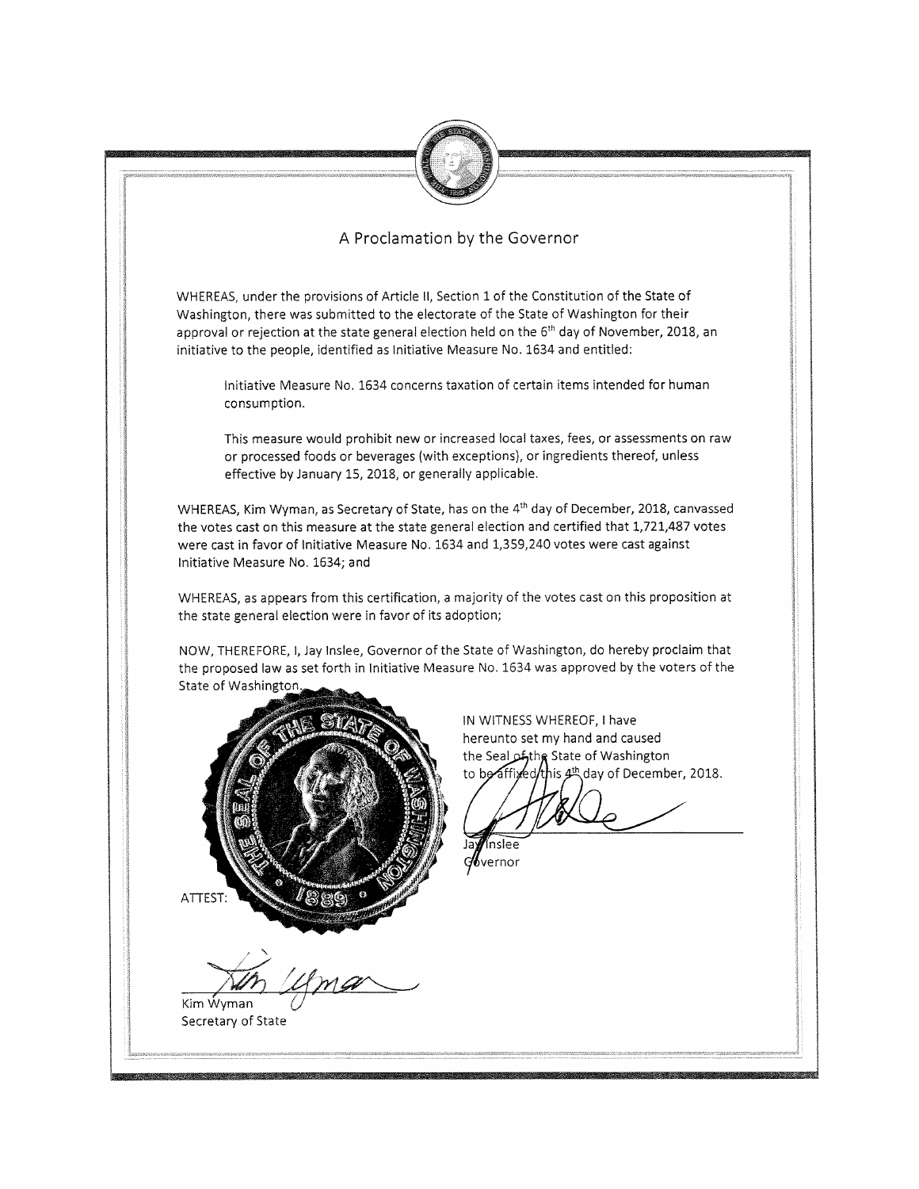# A Proclamation by the Governor

WHEREAS, under the provisions of Article II, Section 1 of the Constitution of the State of Washington, there was submitted to the electorate of the State of Washington for their approval or rejection at the state general election held on the 6th day of November, 2018, an initiative to the people, identified as Initiative Measure No. 1634 and entitled:

> Initiative Measure No. 1634 concerns taxation of certain items intended for human consumption.
>
> This measure would prohibit new or increased local taxes, fees, or assessments on raw or processed foods or beverages (with exceptions), or ingredients thereof, unless effective by January 15, 2018, or generally applicable.

WHEREAS, Kim Wyman, as Secretary of State, has on the 4th day of December, 2018, canvassed the votes cast on this measure at the state general election and certified that 1,721,487 votes were cast in favor of Initiative Measure No. 1634 and 1,359,240 votes were cast against Initiative Measure No. 1634; and

WHEREAS, as appears from this certification, a majority of the votes cast on this proposition at the state general election were in favor of its adoption;

NOW, THEREFORE, I, Jay Inslee, Governor of the State of Washington, do hereby proclaim that the proposed law as set forth in Initiative Measure No. 1634 was approved by the voters of the State of Washington.

IN WITNESS WHEREOF, I have hereunto set my hand and caused the Seal of the State of Washington to be affixed this 4th day of December, 2018.

Jay Inslee
Governor

ATTEST:

Kim Wyman
Secretary of State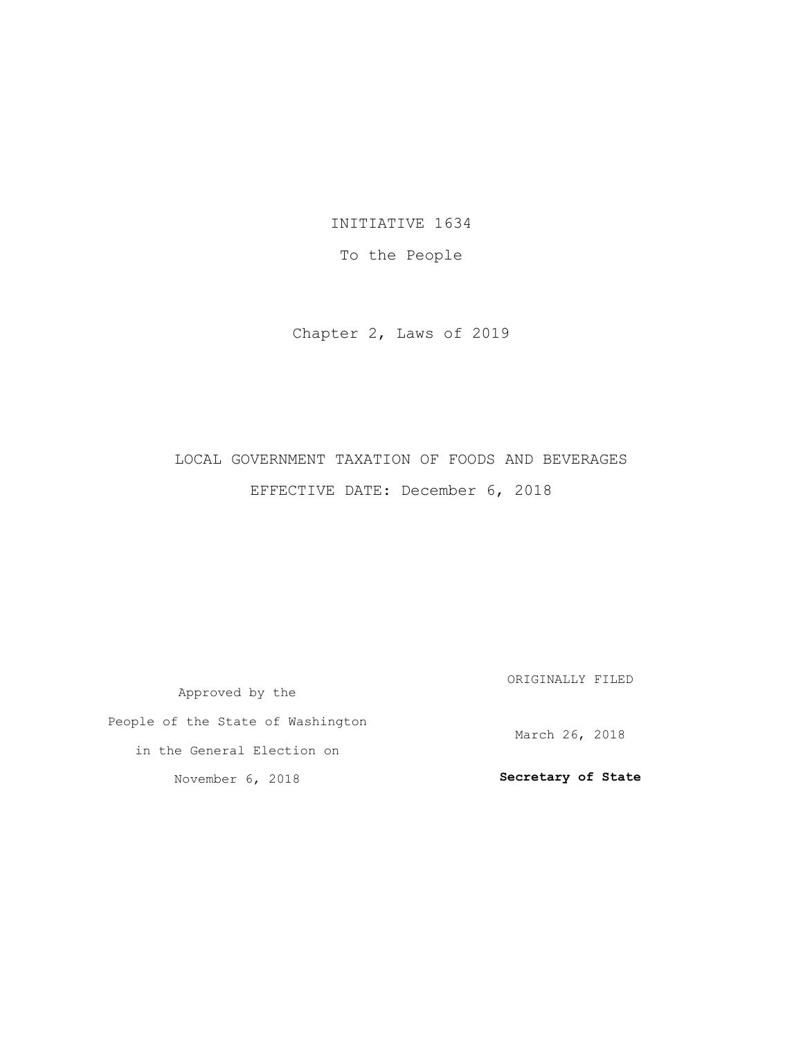INITIATIVE 1634

To the People

Chapter 2, Laws of 2019

LOCAL GOVERNMENT TAXATION OF FOODS AND BEVERAGES

EFFECTIVE DATE: December 6, 2018

Approved by the
People of the State of Washington
in the General Election on
November 6, 2018

ORIGINALLY FILED

March 26, 2018

**Secretary of State**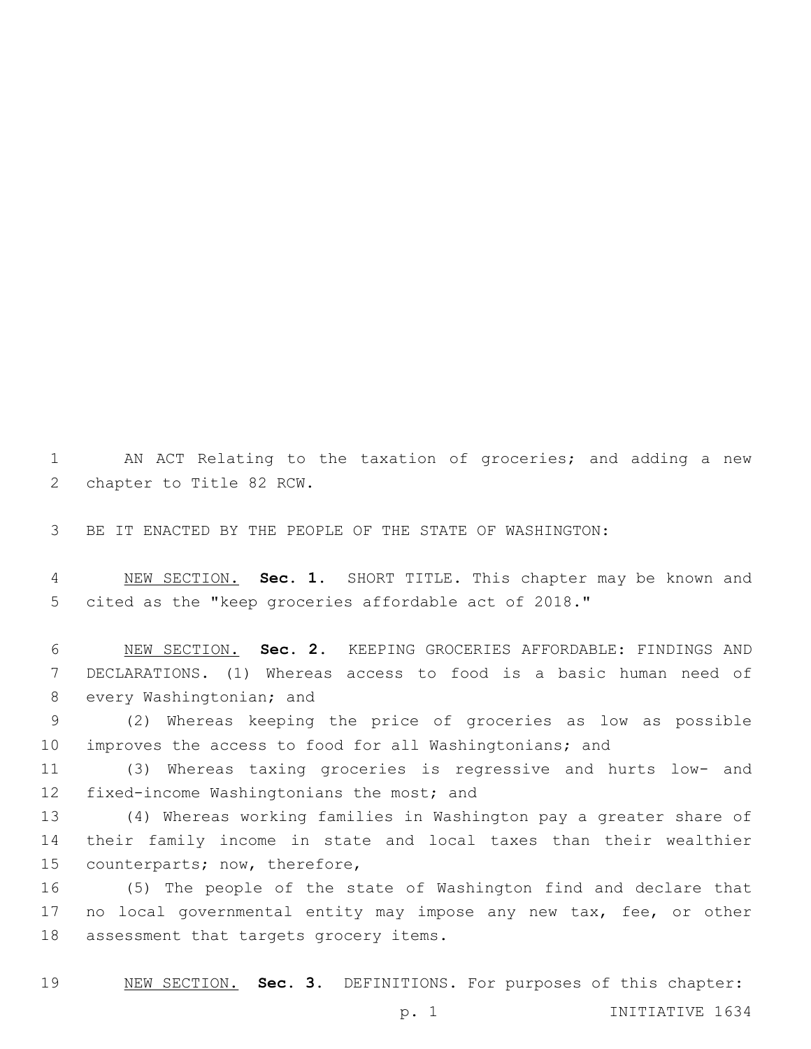AN ACT Relating to the taxation of groceries; and adding a new chapter to Title 82 RCW.

BE IT ENACTED BY THE PEOPLE OF THE STATE OF WASHINGTON:

NEW SECTION. **Sec. 1.** SHORT TITLE. This chapter may be known and cited as the "keep groceries affordable act of 2018."

NEW SECTION. **Sec. 2.** KEEPING GROCERIES AFFORDABLE: FINDINGS AND DECLARATIONS. (1) Whereas access to food is a basic human need of every Washingtonian; and

(2) Whereas keeping the price of groceries as low as possible improves the access to food for all Washingtonians; and

(3) Whereas taxing groceries is regressive and hurts low- and fixed-income Washingtonians the most; and

(4) Whereas working families in Washington pay a greater share of their family income in state and local taxes than their wealthier counterparts; now, therefore,

(5) The people of the state of Washington find and declare that no local governmental entity may impose any new tax, fee, or other assessment that targets grocery items.

NEW SECTION. **Sec. 3.** DEFINITIONS. For purposes of this chapter: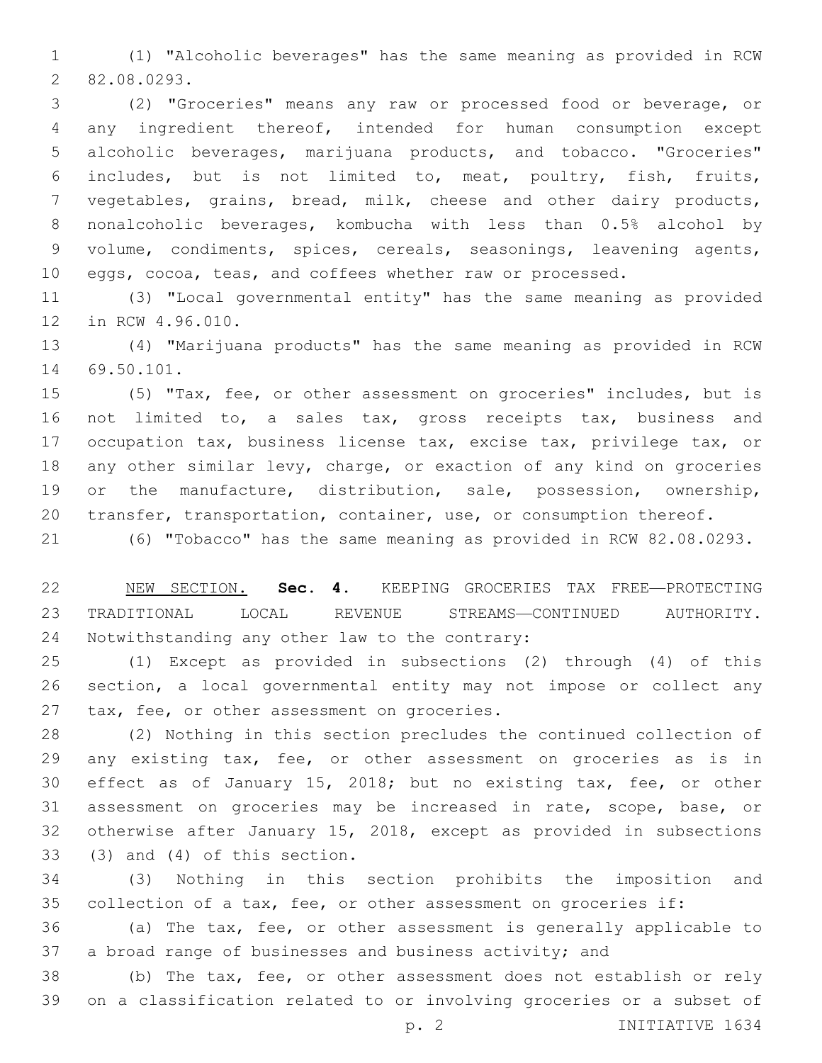(1) "Alcoholic beverages" has the same meaning as provided in RCW 82.08.0293.

(2) "Groceries" means any raw or processed food or beverage, or any ingredient thereof, intended for human consumption except alcoholic beverages, marijuana products, and tobacco. "Groceries" includes, but is not limited to, meat, poultry, fish, fruits, vegetables, grains, bread, milk, cheese and other dairy products, nonalcoholic beverages, kombucha with less than 0.5% alcohol by volume, condiments, spices, cereals, seasonings, leavening agents, eggs, cocoa, teas, and coffees whether raw or processed.

(3) "Local governmental entity" has the same meaning as provided in RCW 4.96.010.

(4) "Marijuana products" has the same meaning as provided in RCW 69.50.101.

(5) "Tax, fee, or other assessment on groceries" includes, but is not limited to, a sales tax, gross receipts tax, business and occupation tax, business license tax, excise tax, privilege tax, or any other similar levy, charge, or exaction of any kind on groceries or the manufacture, distribution, sale, possession, ownership, transfer, transportation, container, use, or consumption thereof.

(6) "Tobacco" has the same meaning as provided in RCW 82.08.0293.

NEW SECTION. **Sec. 4.** KEEPING GROCERIES TAX FREE—PROTECTING TRADITIONAL LOCAL REVENUE STREAMS—CONTINUED AUTHORITY. Notwithstanding any other law to the contrary:

(1) Except as provided in subsections (2) through (4) of this section, a local governmental entity may not impose or collect any tax, fee, or other assessment on groceries.

(2) Nothing in this section precludes the continued collection of any existing tax, fee, or other assessment on groceries as is in effect as of January 15, 2018; but no existing tax, fee, or other assessment on groceries may be increased in rate, scope, base, or otherwise after January 15, 2018, except as provided in subsections (3) and (4) of this section.

(3) Nothing in this section prohibits the imposition and collection of a tax, fee, or other assessment on groceries if:

(a) The tax, fee, or other assessment is generally applicable to a broad range of businesses and business activity; and

(b) The tax, fee, or other assessment does not establish or rely on a classification related to or involving groceries or a subset of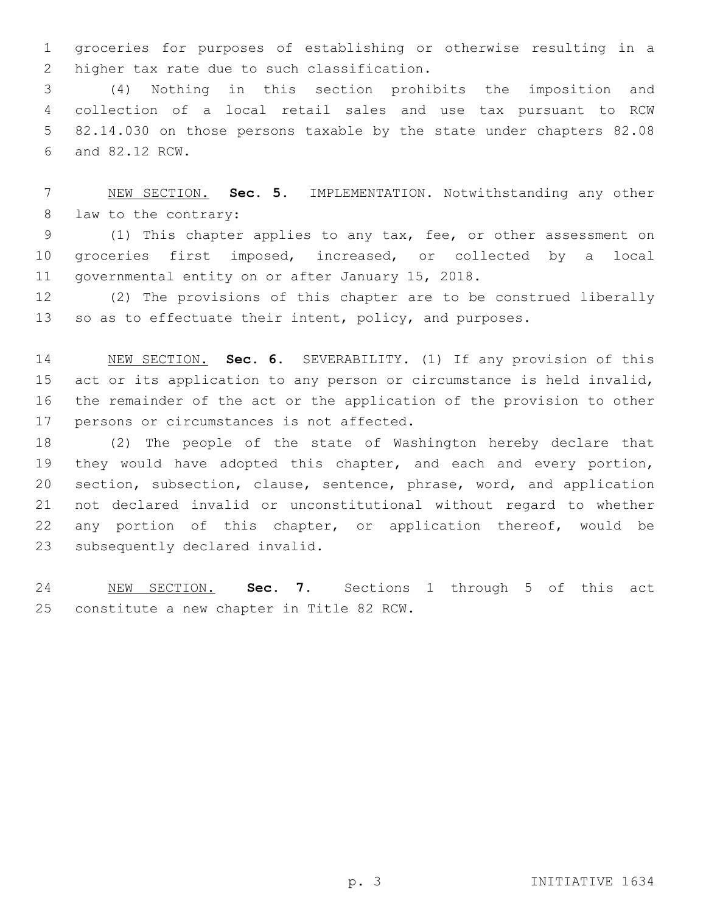groceries for purposes of establishing or otherwise resulting in a higher tax rate due to such classification.

(4) Nothing in this section prohibits the imposition and collection of a local retail sales and use tax pursuant to RCW 82.14.030 on those persons taxable by the state under chapters 82.08 and 82.12 RCW.

NEW SECTION. **Sec. 5.** IMPLEMENTATION. Notwithstanding any other law to the contrary:

(1) This chapter applies to any tax, fee, or other assessment on groceries first imposed, increased, or collected by a local governmental entity on or after January 15, 2018.

(2) The provisions of this chapter are to be construed liberally so as to effectuate their intent, policy, and purposes.

NEW SECTION. **Sec. 6.** SEVERABILITY. (1) If any provision of this act or its application to any person or circumstance is held invalid, the remainder of the act or the application of the provision to other persons or circumstances is not affected.

(2) The people of the state of Washington hereby declare that they would have adopted this chapter, and each and every portion, section, subsection, clause, sentence, phrase, word, and application not declared invalid or unconstitutional without regard to whether any portion of this chapter, or application thereof, would be subsequently declared invalid.

NEW SECTION. **Sec. 7.** Sections 1 through 5 of this act constitute a new chapter in Title 82 RCW.